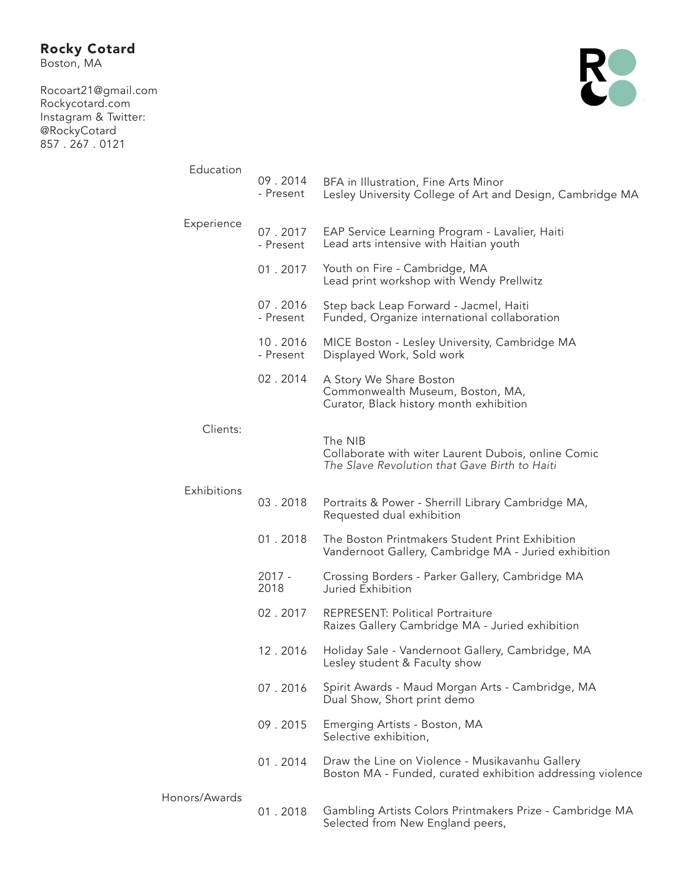# Rocky Cotard

Boston, MA

Rocoart21@gmail.com
Rockycotard.com
Instagram & Twitter:
@RockyCotard
857 . 267 . 0121

## Education

**09 . 2014 - Present**
BFA in Illustration, Fine Arts Minor
Lesley University College of Art and Design, Cambridge MA

## Experience

**07 . 2017 - Present**
EAP Service Learning Program - Lavalier, Haiti
Lead arts intensive with Haitian youth

**01 . 2017**
Youth on Fire - Cambridge, MA
Lead print workshop with Wendy Prellwitz

**07 . 2016 - Present**
Step back Leap Forward - Jacmel, Haiti
Funded, Organize international collaboration

**10 . 2016 - Present**
MICE Boston - Lesley University, Cambridge MA
Displayed Work, Sold work

**02 . 2014**
A Story We Share Boston
Commonwealth Museum, Boston, MA,
Curator, Black history month exhibition

## Clients:

The NIB
Collaborate with witer Laurent Dubois, online Comic
*The Slave Revolution that Gave Birth to Haiti*

## Exhibitions

**03 . 2018**
Portraits & Power - Sherrill Library Cambridge MA,
Requested dual exhibition

**01 . 2018**
The Boston Printmakers Student Print Exhibition
Vandernoot Gallery, Cambridge MA - Juried exhibition

**2017 - 2018**
Crossing Borders - Parker Gallery, Cambridge MA
Juried Exhibition

**02 . 2017**
REPRESENT: Political Portraiture
Raizes Gallery Cambridge MA - Juried exhibition

**12 . 2016**
Holiday Sale - Vandernoot Gallery, Cambridge, MA
Lesley student & Faculty show

**07 . 2016**
Spirit Awards - Maud Morgan Arts - Cambridge, MA
Dual Show, Short print demo

**09 . 2015**
Emerging Artists - Boston, MA
Selective exhibition,

**01 . 2014**
Draw the Line on Violence - Musikavanhu Gallery
Boston MA - Funded, curated exhibition addressing violence

## Honors/Awards

**01 . 2018**
Gambling Artists Colors Printmakers Prize - Cambridge MA
Selected from New England peers,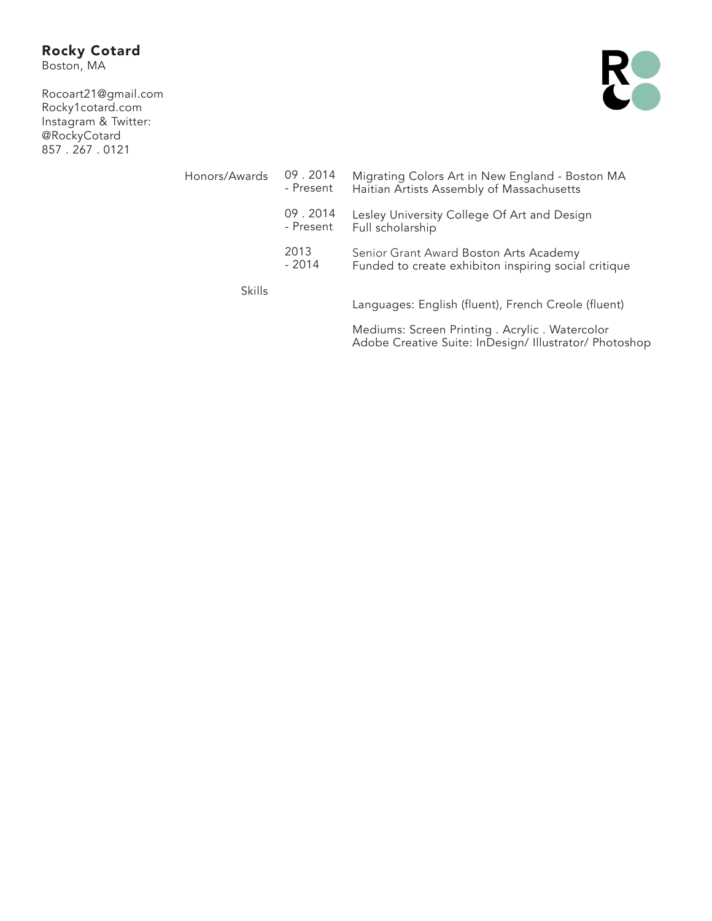**Rocky Cotard**
Boston, MA

Rocoart21@gmail.com
Rocky1cotard.com
Instagram & Twitter:
@RockyCotard
857 . 267 . 0121

| | | |
|---|---|---|
| Honors/Awards | 09 . 2014 - Present | Migrating Colors Art in New England - Boston MA<br>Haitian Artists Assembly of Massachusetts |
| | 09 . 2014 - Present | Lesley University College Of Art and Design<br>Full scholarship |
| | 2013 - 2014 | Senior Grant Award Boston Arts Academy<br>Funded to create exhibiton inspiring social critique |
| Skills | | Languages: English (fluent), French Creole (fluent) |
| | | Mediums: Screen Printing . Acrylic . Watercolor<br>Adobe Creative Suite: InDesign/ Illustrator/ Photoshop |